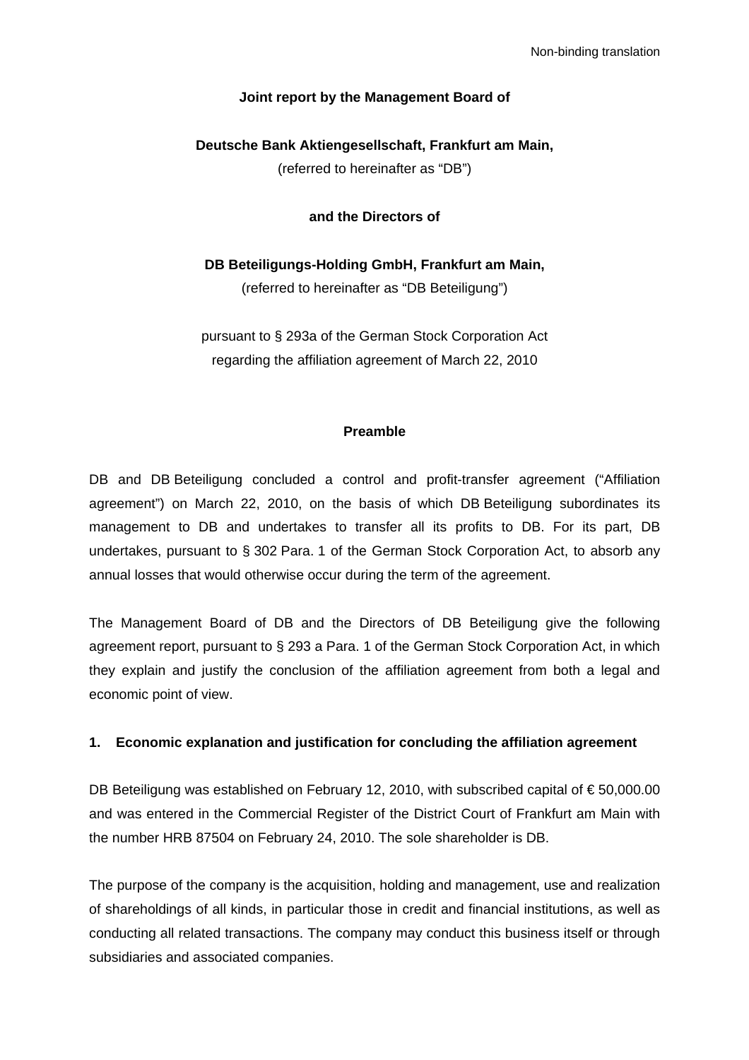Non-binding translation

**Joint report by the Management Board of**

**Deutsche Bank Aktiengesellschaft, Frankfurt am Main,**

(referred to hereinafter as "DB")

**and the Directors of**

**DB Beteiligungs-Holding GmbH, Frankfurt am Main,**

(referred to hereinafter as "DB Beteiligung")

pursuant to § 293a of the German Stock Corporation Act regarding the affiliation agreement of March 22, 2010

## Preamble

DB and DB Beteiligung concluded a control and profit-transfer agreement ("Affiliation agreement") on March 22, 2010, on the basis of which DB Beteiligung subordinates its management to DB and undertakes to transfer all its profits to DB. For its part, DB undertakes, pursuant to § 302 Para. 1 of the German Stock Corporation Act, to absorb any annual losses that would otherwise occur during the term of the agreement.

The Management Board of DB and the Directors of DB Beteiligung give the following agreement report, pursuant to § 293 a Para. 1 of the German Stock Corporation Act, in which they explain and justify the conclusion of the affiliation agreement from both a legal and economic point of view.

## 1. Economic explanation and justification for concluding the affiliation agreement

DB Beteiligung was established on February 12, 2010, with subscribed capital of € 50,000.00 and was entered in the Commercial Register of the District Court of Frankfurt am Main with the number HRB 87504 on February 24, 2010. The sole shareholder is DB.

The purpose of the company is the acquisition, holding and management, use and realization of shareholdings of all kinds, in particular those in credit and financial institutions, as well as conducting all related transactions. The company may conduct this business itself or through subsidiaries and associated companies.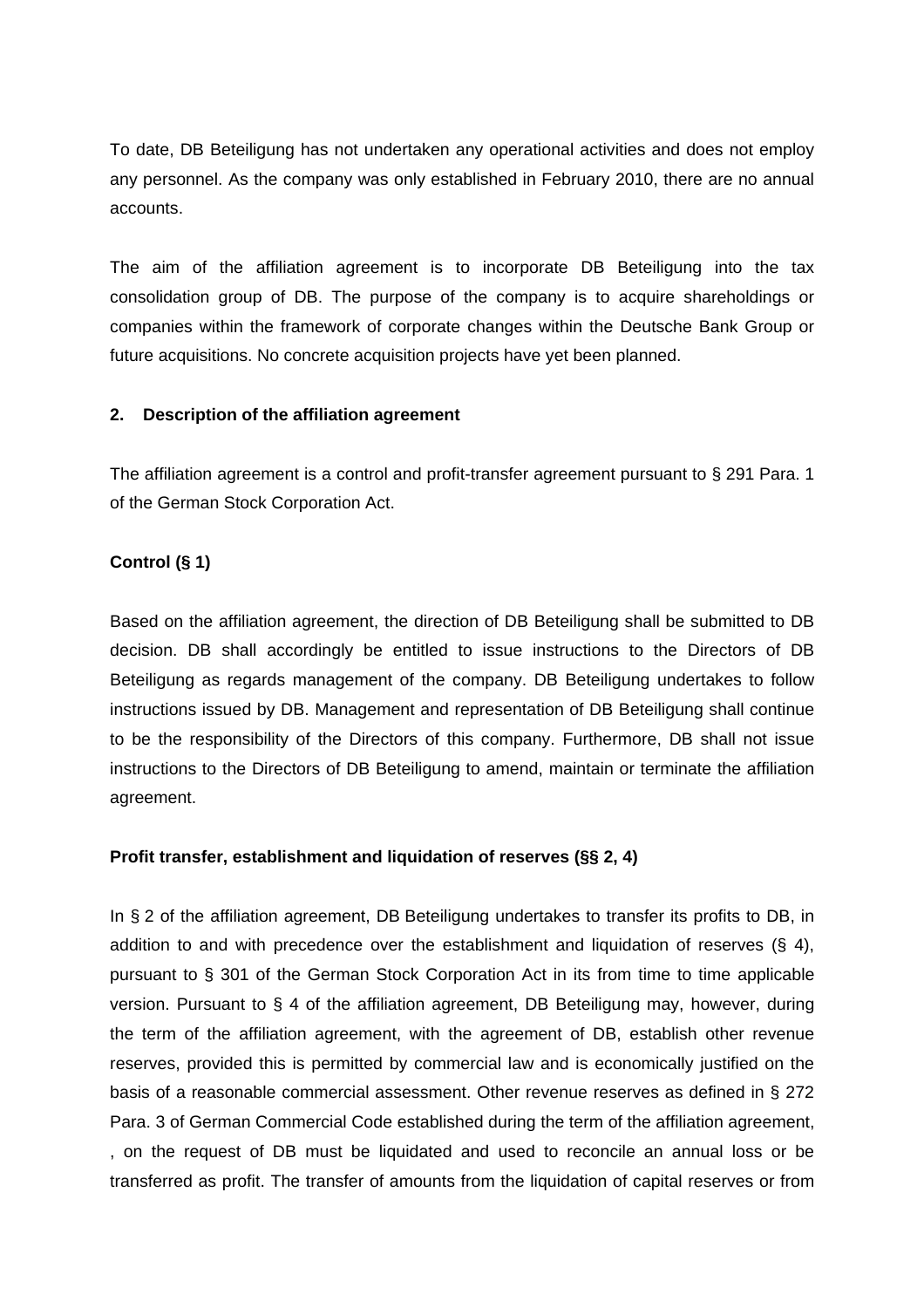To date, DB Beteiligung has not undertaken any operational activities and does not employ any personnel. As the company was only established in February 2010, there are no annual accounts.

The aim of the affiliation agreement is to incorporate DB Beteiligung into the tax consolidation group of DB. The purpose of the company is to acquire shareholdings or companies within the framework of corporate changes within the Deutsche Bank Group or future acquisitions. No concrete acquisition projects have yet been planned.

## 2. Description of the affiliation agreement

The affiliation agreement is a control and profit-transfer agreement pursuant to § 291 Para. 1 of the German Stock Corporation Act.

### Control (§ 1)

Based on the affiliation agreement, the direction of DB Beteiligung shall be submitted to DB decision. DB shall accordingly be entitled to issue instructions to the Directors of DB Beteiligung as regards management of the company. DB Beteiligung undertakes to follow instructions issued by DB. Management and representation of DB Beteiligung shall continue to be the responsibility of the Directors of this company. Furthermore, DB shall not issue instructions to the Directors of DB Beteiligung to amend, maintain or terminate the affiliation agreement.

### Profit transfer, establishment and liquidation of reserves (§§ 2, 4)

In § 2 of the affiliation agreement, DB Beteiligung undertakes to transfer its profits to DB, in addition to and with precedence over the establishment and liquidation of reserves (§ 4), pursuant to § 301 of the German Stock Corporation Act in its from time to time applicable version. Pursuant to § 4 of the affiliation agreement, DB Beteiligung may, however, during the term of the affiliation agreement, with the agreement of DB, establish other revenue reserves, provided this is permitted by commercial law and is economically justified on the basis of a reasonable commercial assessment. Other revenue reserves as defined in § 272 Para. 3 of German Commercial Code established during the term of the affiliation agreement, , on the request of DB must be liquidated and used to reconcile an annual loss or be transferred as profit. The transfer of amounts from the liquidation of capital reserves or from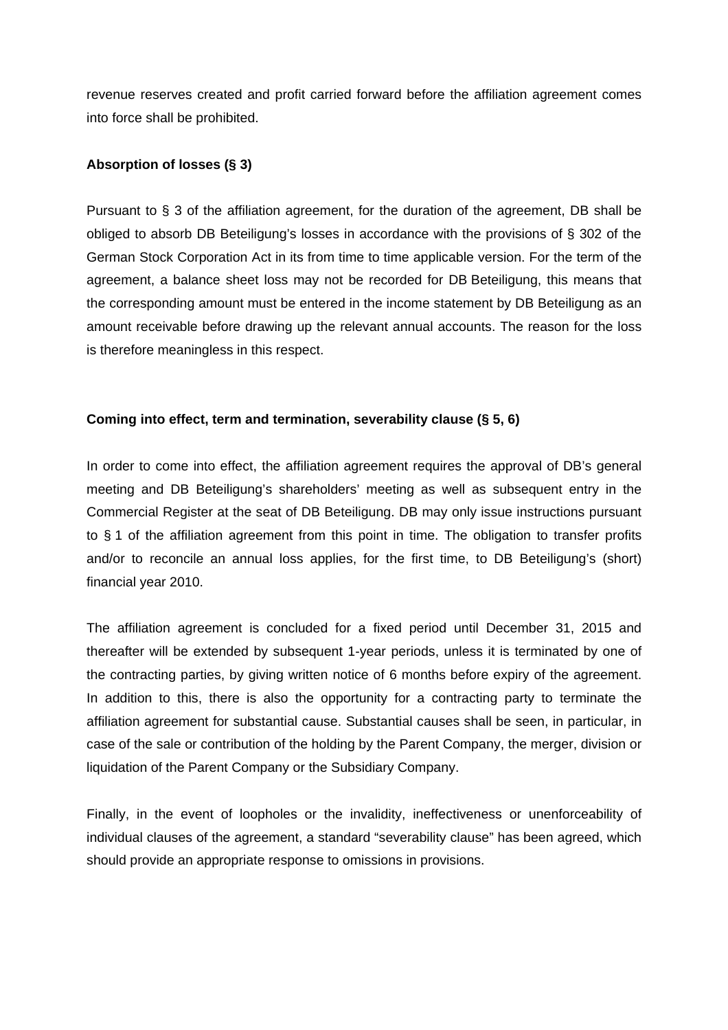revenue reserves created and profit carried forward before the affiliation agreement comes into force shall be prohibited.

**Absorption of losses (§ 3)**

Pursuant to § 3 of the affiliation agreement, for the duration of the agreement, DB shall be obliged to absorb DB Beteiligung's losses in accordance with the provisions of § 302 of the German Stock Corporation Act in its from time to time applicable version. For the term of the agreement, a balance sheet loss may not be recorded for DB Beteiligung, this means that the corresponding amount must be entered in the income statement by DB Beteiligung as an amount receivable before drawing up the relevant annual accounts. The reason for the loss is therefore meaningless in this respect.

**Coming into effect, term and termination, severability clause (§ 5, 6)**

In order to come into effect, the affiliation agreement requires the approval of DB's general meeting and DB Beteiligung's shareholders' meeting as well as subsequent entry in the Commercial Register at the seat of DB Beteiligung. DB may only issue instructions pursuant to § 1 of the affiliation agreement from this point in time. The obligation to transfer profits and/or to reconcile an annual loss applies, for the first time, to DB Beteiligung's (short) financial year 2010.

The affiliation agreement is concluded for a fixed period until December 31, 2015 and thereafter will be extended by subsequent 1-year periods, unless it is terminated by one of the contracting parties, by giving written notice of 6 months before expiry of the agreement. In addition to this, there is also the opportunity for a contracting party to terminate the affiliation agreement for substantial cause. Substantial causes shall be seen, in particular, in case of the sale or contribution of the holding by the Parent Company, the merger, division or liquidation of the Parent Company or the Subsidiary Company.

Finally, in the event of loopholes or the invalidity, ineffectiveness or unenforceability of individual clauses of the agreement, a standard "severability clause" has been agreed, which should provide an appropriate response to omissions in provisions.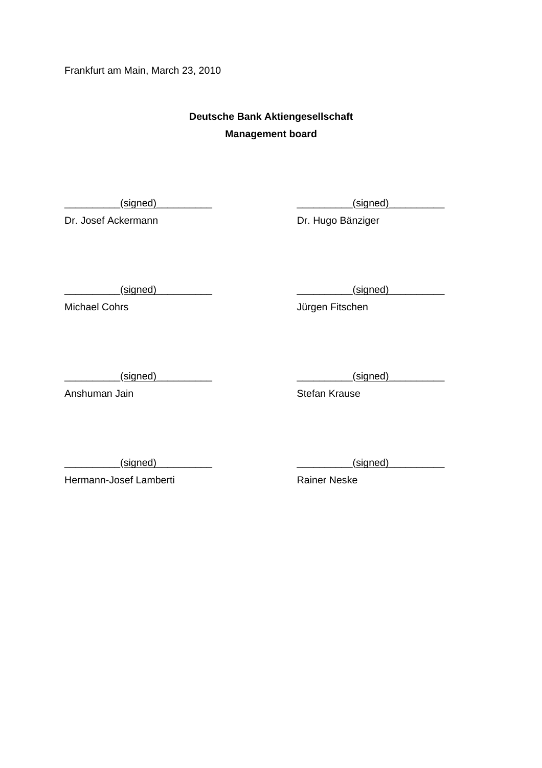Frankfurt am Main, March 23, 2010

**Deutsche Bank Aktiengesellschaft**

**Management board**

__________(signed)__________
Dr. Josef Ackermann

__________(signed)__________
Dr. Hugo Bänziger

__________(signed)__________
Michael Cohrs

__________(signed)__________
Jürgen Fitschen

__________(signed)__________
Anshuman Jain

__________(signed)__________
Stefan Krause

__________(signed)__________
Hermann-Josef Lamberti

__________(signed)__________
Rainer Neske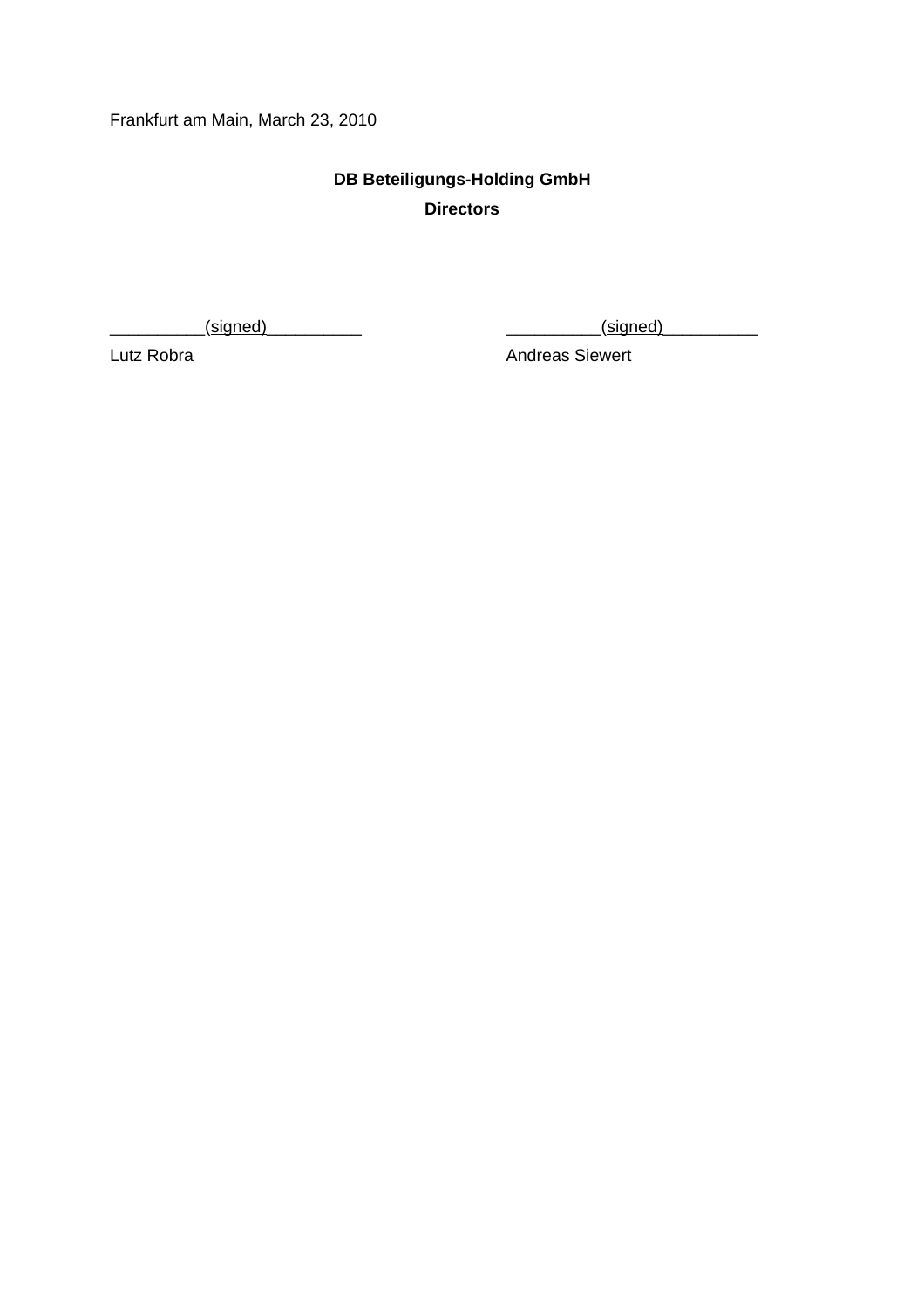Frankfurt am Main, March 23, 2010

**DB Beteiligungs-Holding GmbH**

**Directors**

__________(signed)__________

Lutz Robra

__________(signed)__________

Andreas Siewert